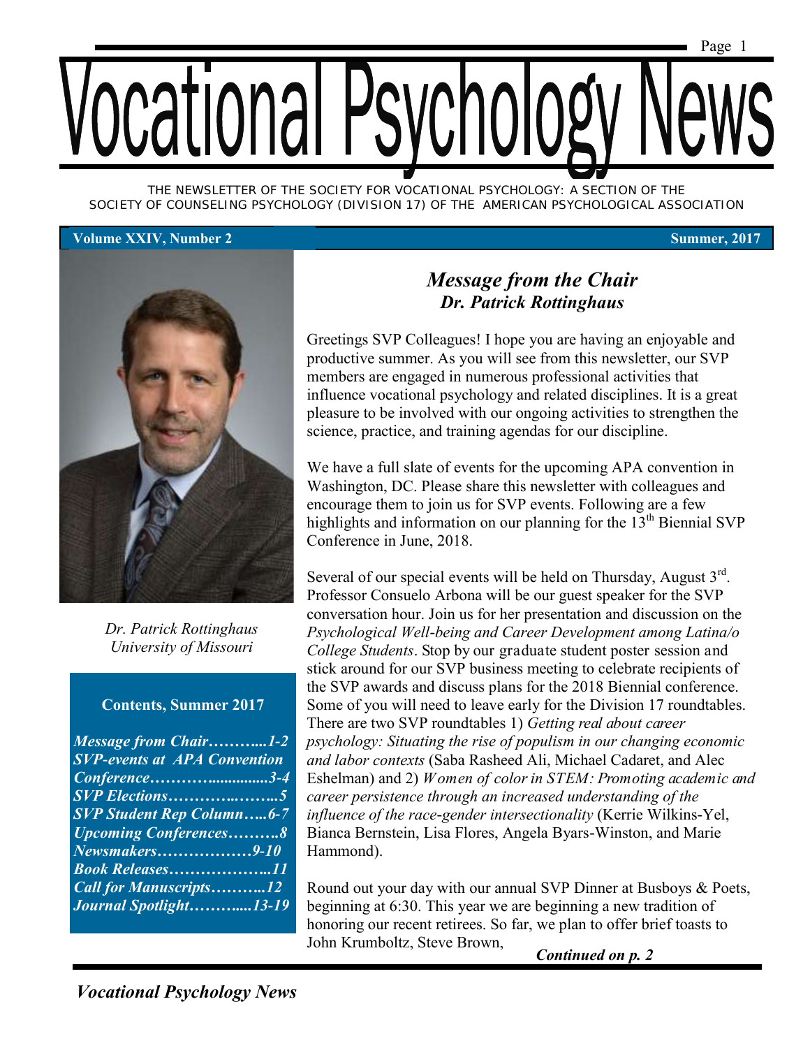# Vocational Psychology News

THE NEWSLETTER OF THE SOCIETY FOR VOCATIONAL PSYCHOLOGY: A SECTION OF THE SOCIETY OF COUNSELING PSYCHOLOGY (DIVISION 17) OF THE AMERICAN PSYCHOLOGICAL ASSOCIATION

**Volume XXIV, Number 2** **Summer, 2017**

*Dr. Patrick Rottinghaus*
*University of Missouri*

**Contents, Summer 2017**

- ***Message from Chair………....1-2***
- ***SVP-events at APA Convention Conference…………..............3-4***
- ***SVP Elections…………..……..5***
- ***SVP Student Rep Column…..6-7***
- ***Upcoming Conferences……….8***
- ***Newsmakers………………9-10***
- ***Book Releases………………..11***
- ***Call for Manuscripts………..12***
- ***Journal Spotlight……….....13-19***

## *Message from the Chair*
### *Dr. Patrick Rottinghaus*

Greetings SVP Colleagues! I hope you are having an enjoyable and productive summer. As you will see from this newsletter, our SVP members are engaged in numerous professional activities that influence vocational psychology and related disciplines. It is a great pleasure to be involved with our ongoing activities to strengthen the science, practice, and training agendas for our discipline.

We have a full slate of events for the upcoming APA convention in Washington, DC. Please share this newsletter with colleagues and encourage them to join us for SVP events. Following are a few highlights and information on our planning for the 13th Biennial SVP Conference in June, 2018.

Several of our special events will be held on Thursday, August 3rd. Professor Consuelo Arbona will be our guest speaker for the SVP conversation hour. Join us for her presentation and discussion on the *Psychological Well-being and Career Development among Latina/o College Students*. Stop by our graduate student poster session and stick around for our SVP business meeting to celebrate recipients of the SVP awards and discuss plans for the 2018 Biennial conference. Some of you will need to leave early for the Division 17 roundtables. There are two SVP roundtables 1) *Getting real about career psychology: Situating the rise of populism in our changing economic and labor contexts* (Saba Rasheed Ali, Michael Cadaret, and Alec Eshelman) and 2) *Women of color in STEM: Promoting academic and career persistence through an increased understanding of the influence of the race-gender intersectionality* (Kerrie Wilkins-Yel, Bianca Bernstein, Lisa Flores, Angela Byars-Winston, and Marie Hammond).

Round out your day with our annual SVP Dinner at Busboys & Poets, beginning at 6:30. This year we are beginning a new tradition of honoring our recent retirees. So far, we plan to offer brief toasts to John Krumboltz, Steve Brown,

***Continued on p. 2***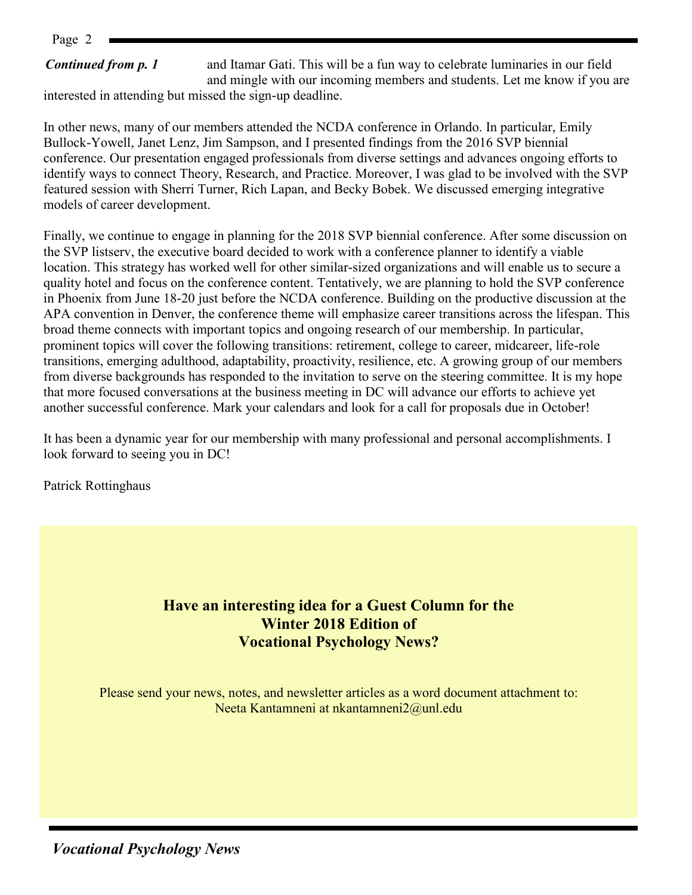***Continued from p. 1*** and Itamar Gati. This will be a fun way to celebrate luminaries in our field and mingle with our incoming members and students. Let me know if you are interested in attending but missed the sign-up deadline.

In other news, many of our members attended the NCDA conference in Orlando. In particular, Emily Bullock-Yowell, Janet Lenz, Jim Sampson, and I presented findings from the 2016 SVP biennial conference. Our presentation engaged professionals from diverse settings and advances ongoing efforts to identify ways to connect Theory, Research, and Practice. Moreover, I was glad to be involved with the SVP featured session with Sherri Turner, Rich Lapan, and Becky Bobek. We discussed emerging integrative models of career development.

Finally, we continue to engage in planning for the 2018 SVP biennial conference. After some discussion on the SVP listserv, the executive board decided to work with a conference planner to identify a viable location. This strategy has worked well for other similar-sized organizations and will enable us to secure a quality hotel and focus on the conference content. Tentatively, we are planning to hold the SVP conference in Phoenix from June 18-20 just before the NCDA conference. Building on the productive discussion at the APA convention in Denver, the conference theme will emphasize career transitions across the lifespan. This broad theme connects with important topics and ongoing research of our membership. In particular, prominent topics will cover the following transitions: retirement, college to career, midcareer, life-role transitions, emerging adulthood, adaptability, proactivity, resilience, etc. A growing group of our members from diverse backgrounds has responded to the invitation to serve on the steering committee. It is my hope that more focused conversations at the business meeting in DC will advance our efforts to achieve yet another successful conference. Mark your calendars and look for a call for proposals due in October!

It has been a dynamic year for our membership with many professional and personal accomplishments. I look forward to seeing you in DC!

Patrick Rottinghaus

**Have an interesting idea for a Guest Column for the Winter 2018 Edition of Vocational Psychology News?**

Please send your news, notes, and newsletter articles as a word document attachment to:
Neeta Kantamneni at nkantamneni2@unl.edu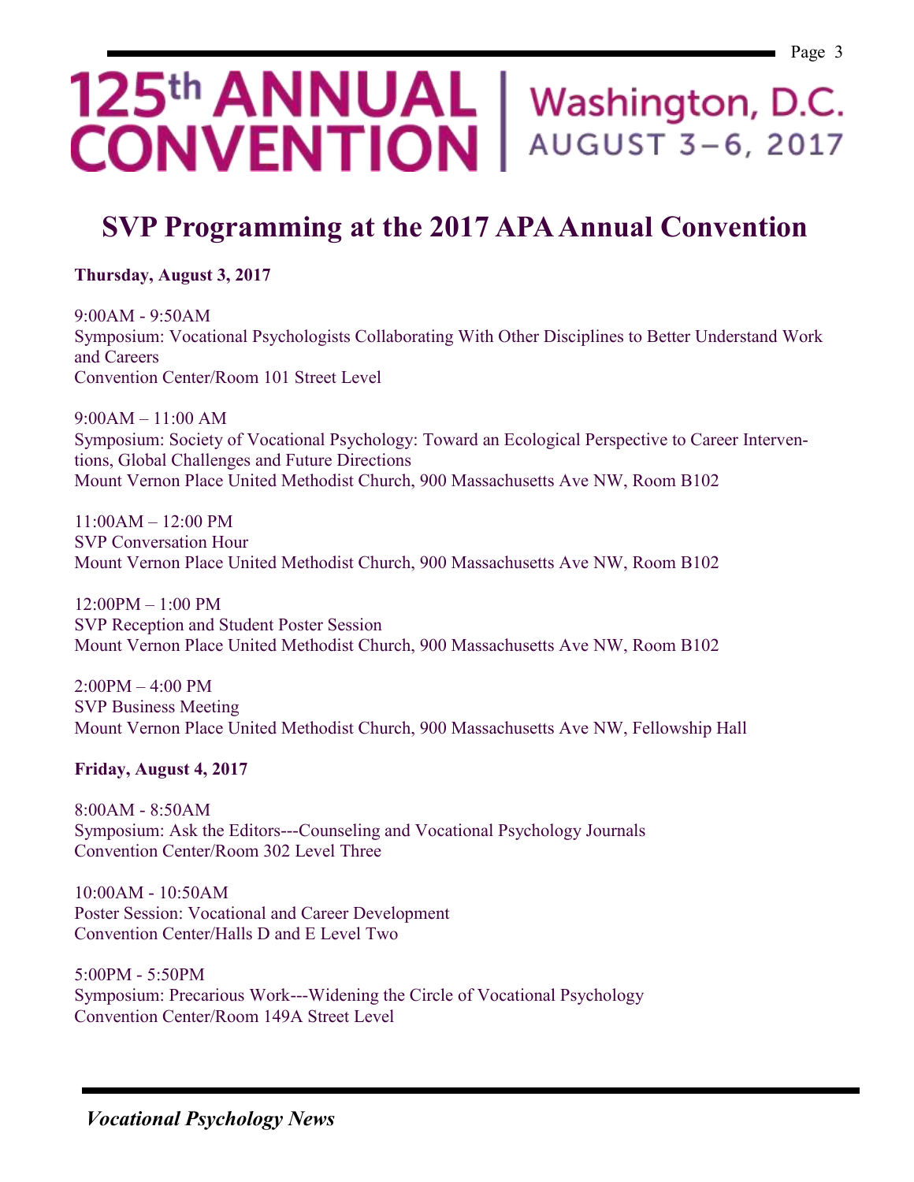# 125th ANNUAL CONVENTION | Washington, D.C. AUGUST 3–6, 2017

## SVP Programming at the 2017 APA Annual Convention

**Thursday, August 3, 2017**

9:00AM - 9:50AM
Symposium: Vocational Psychologists Collaborating With Other Disciplines to Better Understand Work and Careers
Convention Center/Room 101 Street Level

9:00AM – 11:00 AM
Symposium: Society of Vocational Psychology: Toward an Ecological Perspective to Career Interventions, Global Challenges and Future Directions
Mount Vernon Place United Methodist Church, 900 Massachusetts Ave NW, Room B102

11:00AM – 12:00 PM
SVP Conversation Hour
Mount Vernon Place United Methodist Church, 900 Massachusetts Ave NW, Room B102

12:00PM – 1:00 PM
SVP Reception and Student Poster Session
Mount Vernon Place United Methodist Church, 900 Massachusetts Ave NW, Room B102

2:00PM – 4:00 PM
SVP Business Meeting
Mount Vernon Place United Methodist Church, 900 Massachusetts Ave NW, Fellowship Hall

**Friday, August 4, 2017**

8:00AM - 8:50AM
Symposium: Ask the Editors---Counseling and Vocational Psychology Journals
Convention Center/Room 302 Level Three

10:00AM - 10:50AM
Poster Session: Vocational and Career Development
Convention Center/Halls D and E Level Two

5:00PM - 5:50PM
Symposium: Precarious Work---Widening the Circle of Vocational Psychology
Convention Center/Room 149A Street Level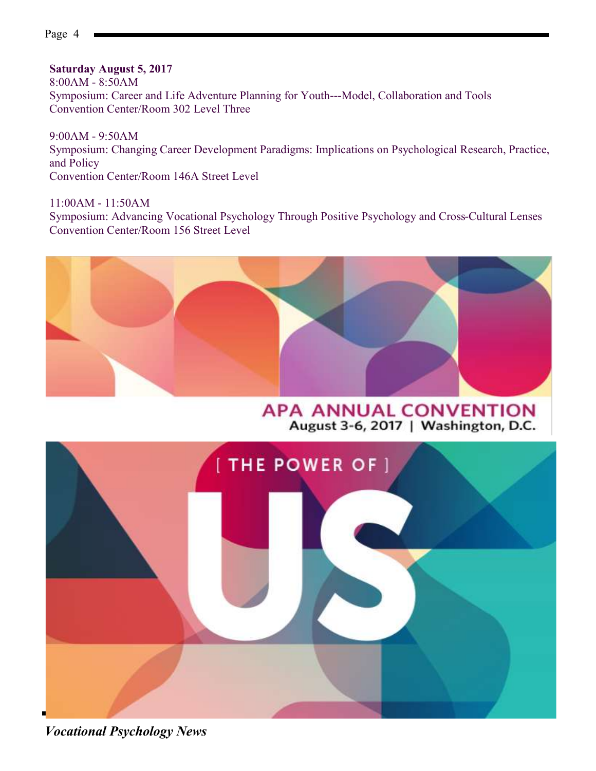**Saturday August 5, 2017**

8:00AM - 8:50AM
Symposium: Career and Life Adventure Planning for Youth---Model, Collaboration and Tools
Convention Center/Room 302 Level Three

9:00AM - 9:50AM
Symposium: Changing Career Development Paradigms: Implications on Psychological Research, Practice, and Policy
Convention Center/Room 146A Street Level

11:00AM - 11:50AM
Symposium: Advancing Vocational Psychology Through Positive Psychology and Cross-Cultural Lenses
Convention Center/Room 156 Street Level

APA ANNUAL CONVENTION
August 3-6, 2017 | Washington, D.C.

[ THE POWER OF ]
US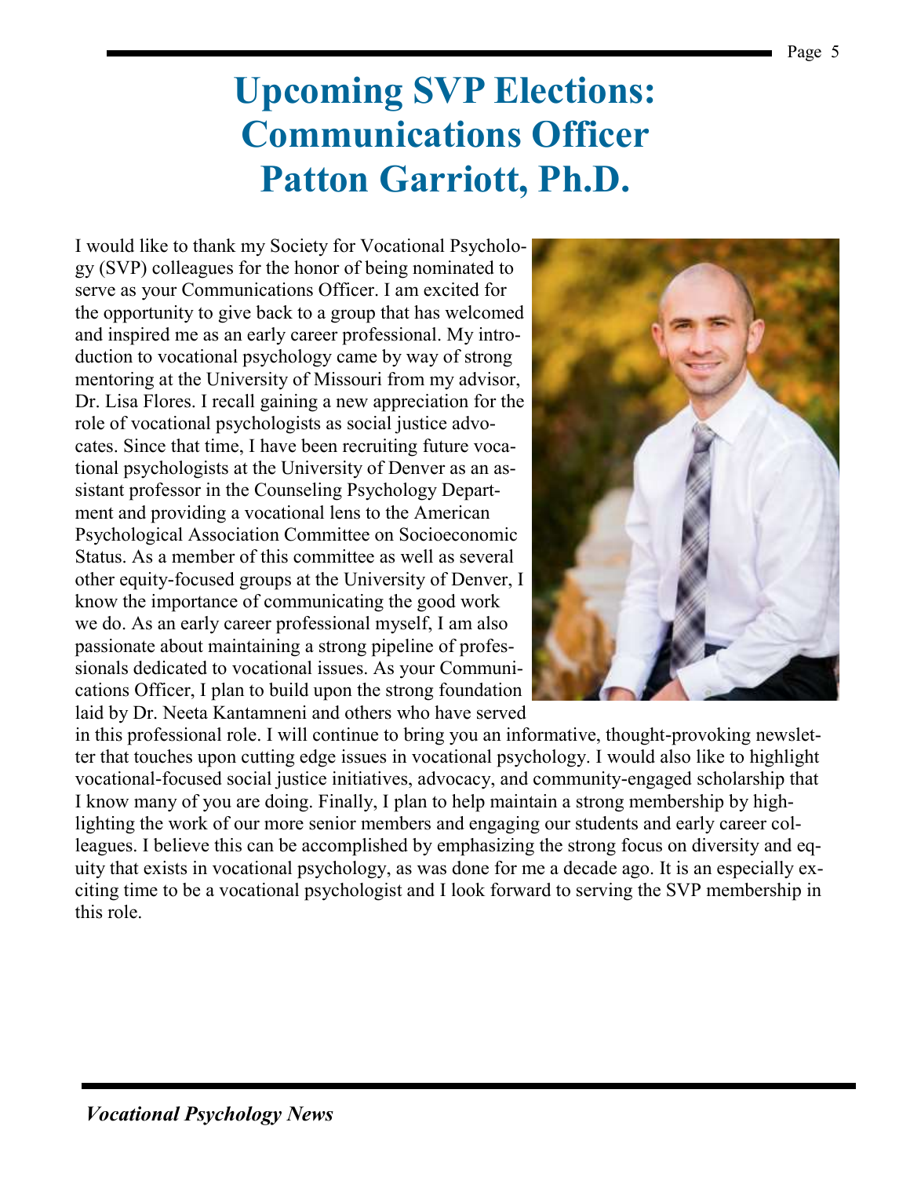# Upcoming SVP Elections: Communications Officer Patton Garriott, Ph.D.

I would like to thank my Society for Vocational Psychology (SVP) colleagues for the honor of being nominated to serve as your Communications Officer. I am excited for the opportunity to give back to a group that has welcomed and inspired me as an early career professional. My introduction to vocational psychology came by way of strong mentoring at the University of Missouri from my advisor, Dr. Lisa Flores. I recall gaining a new appreciation for the role of vocational psychologists as social justice advocates. Since that time, I have been recruiting future vocational psychologists at the University of Denver as an assistant professor in the Counseling Psychology Department and providing a vocational lens to the American Psychological Association Committee on Socioeconomic Status. As a member of this committee as well as several other equity-focused groups at the University of Denver, I know the importance of communicating the good work we do. As an early career professional myself, I am also passionate about maintaining a strong pipeline of professionals dedicated to vocational issues. As your Communications Officer, I plan to build upon the strong foundation laid by Dr. Neeta Kantamneni and others who have served in this professional role. I will continue to bring you an informative, thought-provoking newsletter that touches upon cutting edge issues in vocational psychology. I would also like to highlight vocational-focused social justice initiatives, advocacy, and community-engaged scholarship that I know many of you are doing. Finally, I plan to help maintain a strong membership by highlighting the work of our more senior members and engaging our students and early career colleagues. I believe this can be accomplished by emphasizing the strong focus on diversity and equity that exists in vocational psychology, as was done for me a decade ago. It is an especially exciting time to be a vocational psychologist and I look forward to serving the SVP membership in this role.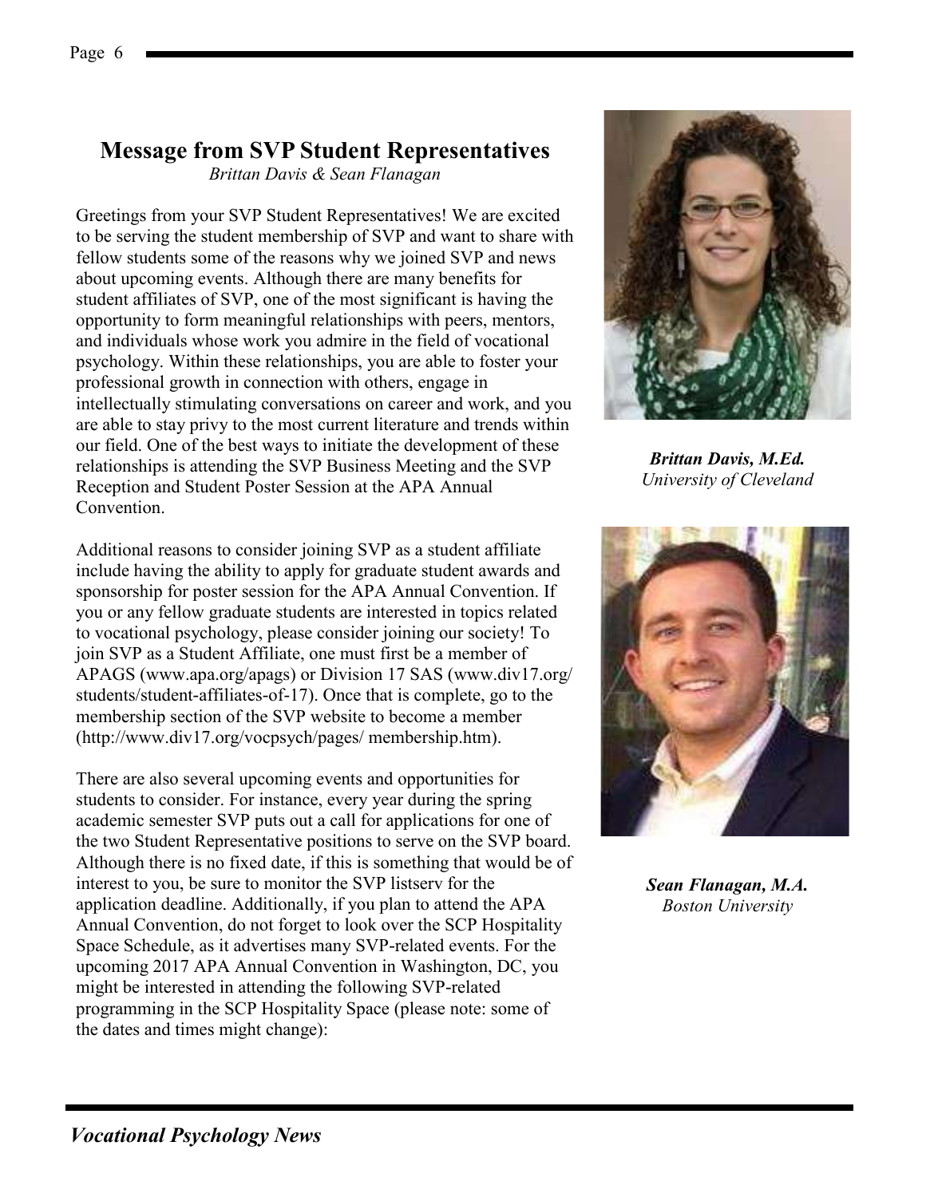## Message from SVP Student Representatives

*Brittan Davis & Sean Flanagan*

Greetings from your SVP Student Representatives! We are excited to be serving the student membership of SVP and want to share with fellow students some of the reasons why we joined SVP and news about upcoming events. Although there are many benefits for student affiliates of SVP, one of the most significant is having the opportunity to form meaningful relationships with peers, mentors, and individuals whose work you admire in the field of vocational psychology. Within these relationships, you are able to foster your professional growth in connection with others, engage in intellectually stimulating conversations on career and work, and you are able to stay privy to the most current literature and trends within our field. One of the best ways to initiate the development of these relationships is attending the SVP Business Meeting and the SVP Reception and Student Poster Session at the APA Annual Convention.

Additional reasons to consider joining SVP as a student affiliate include having the ability to apply for graduate student awards and sponsorship for poster session for the APA Annual Convention. If you or any fellow graduate students are interested in topics related to vocational psychology, please consider joining our society! To join SVP as a Student Affiliate, one must first be a member of APAGS (www.apa.org/apags) or Division 17 SAS (www.div17.org/students/student-affiliates-of-17). Once that is complete, go to the membership section of the SVP website to become a member (http://www.div17.org/vocpsych/pages/ membership.htm).

There are also several upcoming events and opportunities for students to consider. For instance, every year during the spring academic semester SVP puts out a call for applications for one of the two Student Representative positions to serve on the SVP board. Although there is no fixed date, if this is something that would be of interest to you, be sure to monitor the SVP listserv for the application deadline. Additionally, if you plan to attend the APA Annual Convention, do not forget to look over the SCP Hospitality Space Schedule, as it advertises many SVP-related events. For the upcoming 2017 APA Annual Convention in Washington, DC, you might be interested in attending the following SVP-related programming in the SCP Hospitality Space (please note: some of the dates and times might change):

***Brittan Davis, M.Ed.***
*University of Cleveland*

***Sean Flanagan, M.A.***
*Boston University*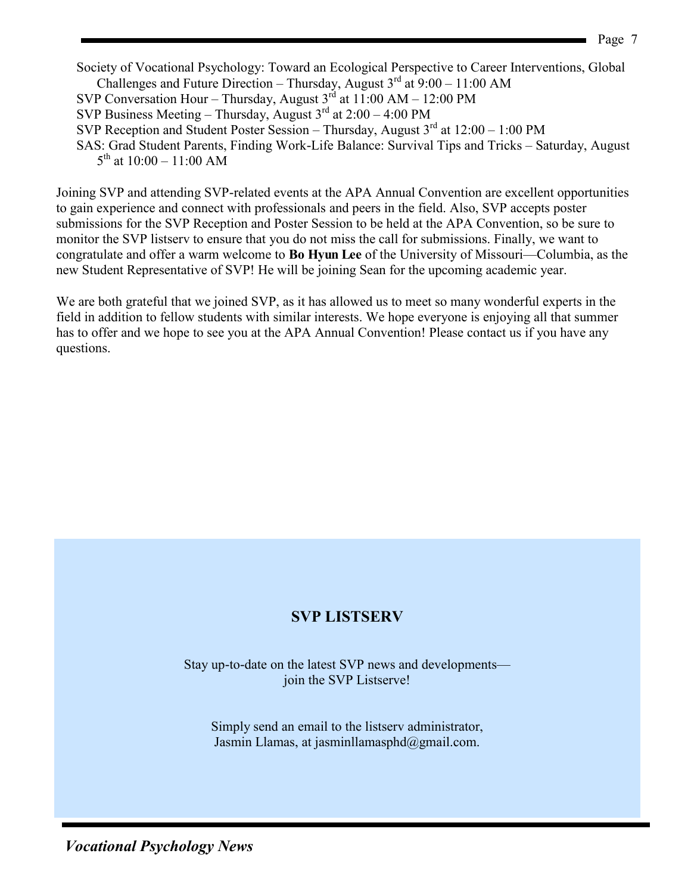- Society of Vocational Psychology: Toward an Ecological Perspective to Career Interventions, Global Challenges and Future Direction – Thursday, August 3rd at 9:00 – 11:00 AM
- SVP Conversation Hour – Thursday, August 3rd at 11:00 AM – 12:00 PM
- SVP Business Meeting – Thursday, August 3rd at 2:00 – 4:00 PM
- SVP Reception and Student Poster Session – Thursday, August 3rd at 12:00 – 1:00 PM
- SAS: Grad Student Parents, Finding Work-Life Balance: Survival Tips and Tricks – Saturday, August 5th at 10:00 – 11:00 AM

Joining SVP and attending SVP-related events at the APA Annual Convention are excellent opportunities to gain experience and connect with professionals and peers in the field. Also, SVP accepts poster submissions for the SVP Reception and Poster Session to be held at the APA Convention, so be sure to monitor the SVP listserv to ensure that you do not miss the call for submissions. Finally, we want to congratulate and offer a warm welcome to **Bo Hyun Lee** of the University of Missouri—Columbia, as the new Student Representative of SVP! He will be joining Sean for the upcoming academic year.

We are both grateful that we joined SVP, as it has allowed us to meet so many wonderful experts in the field in addition to fellow students with similar interests. We hope everyone is enjoying all that summer has to offer and we hope to see you at the APA Annual Convention! Please contact us if you have any questions.

## SVP LISTSERV

Stay up-to-date on the latest SVP news and developments—
join the SVP Listserve!

Simply send an email to the listserv administrator,
Jasmin Llamas, at jasminllamasphd@gmail.com.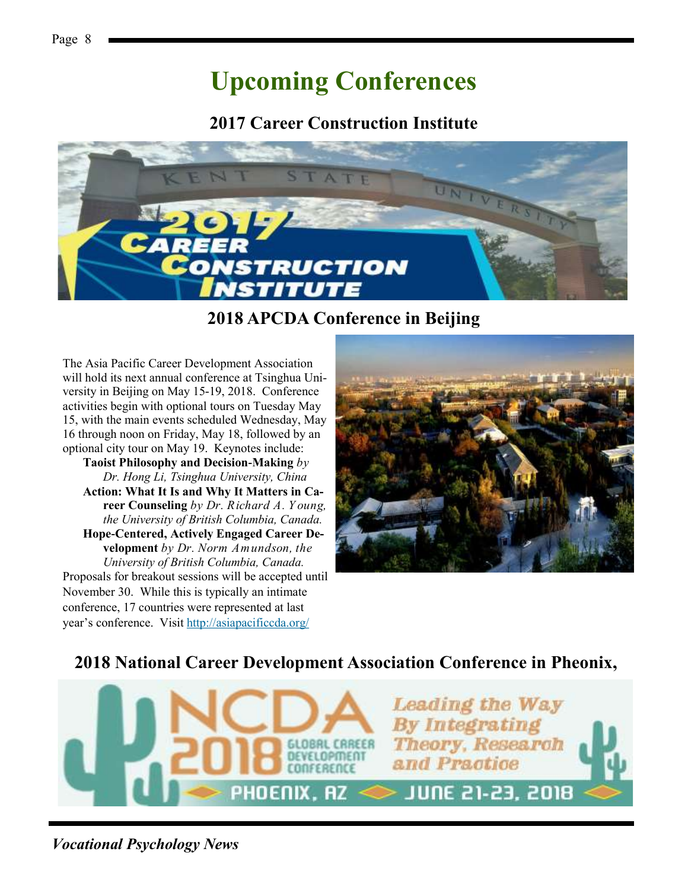# Upcoming Conferences

## 2017 Career Construction Institute

## 2018 APCDA Conference in Beijing

The Asia Pacific Career Development Association will hold its next annual conference at Tsinghua University in Beijing on May 15-19, 2018. Conference activities begin with optional tours on Tuesday May 15, with the main events scheduled Wednesday, May 16 through noon on Friday, May 18, followed by an optional city tour on May 19. Keynotes include:

- **Taoist Philosophy and Decision-Making** *by Dr. Hong Li, Tsinghua University, China*
- **Action: What It Is and Why It Matters in Career Counseling** *by Dr. Richard A. Young, the University of British Columbia, Canada.*
- **Hope-Centered, Actively Engaged Career Development** *by Dr. Norm Amundson, the University of British Columbia, Canada.*

Proposals for breakout sessions will be accepted until November 30. While this is typically an intimate conference, 17 countries were represented at last year's conference. Visit http://asiapacificcda.org/

## 2018 National Career Development Association Conference in Pheonix,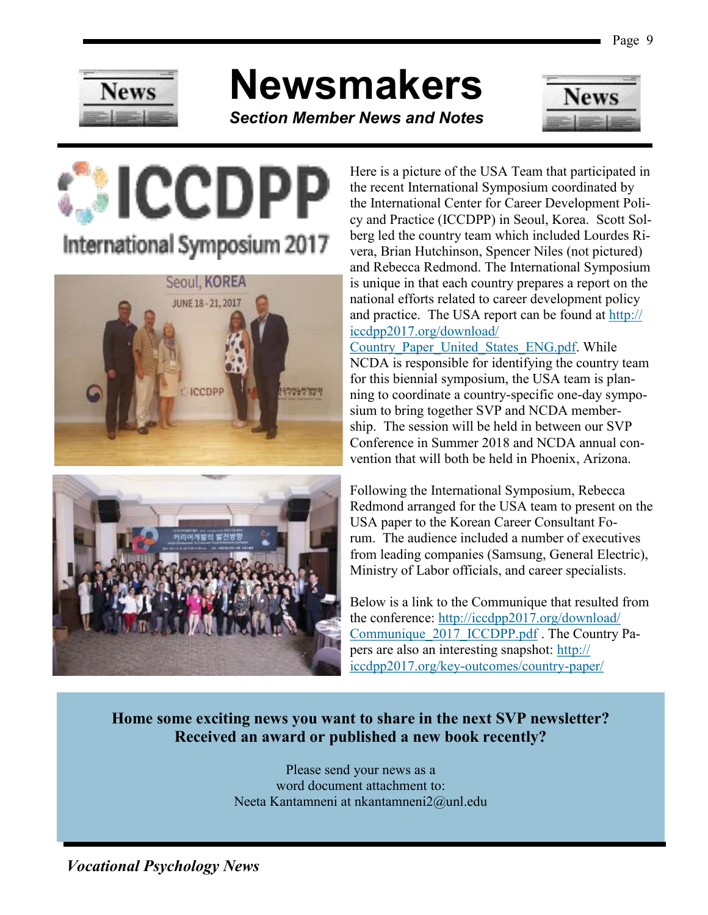# Newsmakers

***Section Member News and Notes***

ICCDPP

International Symposium 2017

Here is a picture of the USA Team that participated in the recent International Symposium coordinated by the International Center for Career Development Policy and Practice (ICCDPP) in Seoul, Korea. Scott Solberg led the country team which included Lourdes Rivera, Brian Hutchinson, Spencer Niles (not pictured) and Rebecca Redmond. The International Symposium is unique in that each country prepares a report on the national efforts related to career development policy and practice. The USA report can be found at http://iccdpp2017.org/download/Country_Paper_United_States_ENG.pdf. While NCDA is responsible for identifying the country team for this biennial symposium, the USA team is planning to coordinate a country-specific one-day symposium to bring together SVP and NCDA membership. The session will be held in between our SVP Conference in Summer 2018 and NCDA annual convention that will both be held in Phoenix, Arizona.

Following the International Symposium, Rebecca Redmond arranged for the USA team to present on the USA paper to the Korean Career Consultant Forum. The audience included a number of executives from leading companies (Samsung, General Electric), Ministry of Labor officials, and career specialists.

Below is a link to the Communique that resulted from the conference: http://iccdpp2017.org/download/Communique_2017_ICCDPP.pdf . The Country Papers are also an interesting snapshot: http://iccdpp2017.org/key-outcomes/country-paper/

**Home some exciting news you want to share in the next SVP newsletter? Received an award or published a new book recently?**

Please send your news as a word document attachment to:
Neeta Kantamneni at nkantamneni2@unl.edu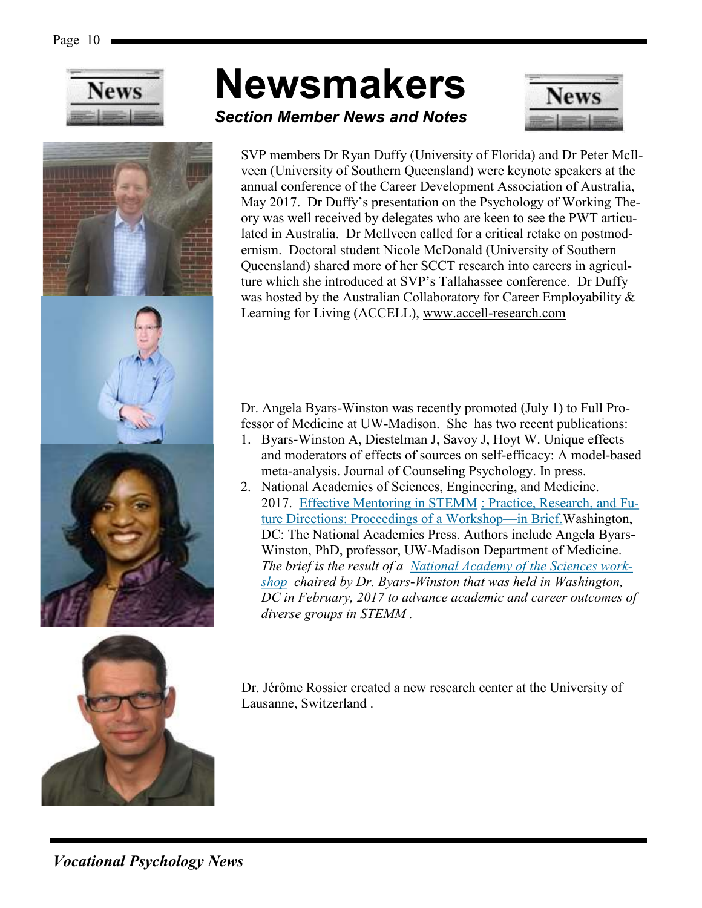# Newsmakers

***Section Member News and Notes***

SVP members Dr Ryan Duffy (University of Florida) and Dr Peter McIlveen (University of Southern Queensland) were keynote speakers at the annual conference of the Career Development Association of Australia, May 2017. Dr Duffy's presentation on the Psychology of Working Theory was well received by delegates who are keen to see the PWT articulated in Australia. Dr McIlveen called for a critical retake on postmodernism. Doctoral student Nicole McDonald (University of Southern Queensland) shared more of her SCCT research into careers in agriculture which she introduced at SVP's Tallahassee conference. Dr Duffy was hosted by the Australian Collaboratory for Career Employability & Learning for Living (ACCELL), www.accell-research.com

Dr. Angela Byars-Winston was recently promoted (July 1) to Full Professor of Medicine at UW-Madison. She has two recent publications:

1. Byars-Winston A, Diestelman J, Savoy J, Hoyt W. Unique effects and moderators of effects of sources on self-efficacy: A model-based meta-analysis. Journal of Counseling Psychology. In press.
2. National Academies of Sciences, Engineering, and Medicine. 2017. Effective Mentoring in STEMM : Practice, Research, and Future Directions: Proceedings of a Workshop—in Brief. Washington, DC: The National Academies Press. Authors include Angela Byars-Winston, PhD, professor, UW-Madison Department of Medicine. *The brief is the result of a National Academy of the Sciences workshop chaired by Dr. Byars-Winston that was held in Washington, DC in February, 2017 to advance academic and career outcomes of diverse groups in STEMM .*

Dr. Jérôme Rossier created a new research center at the University of Lausanne, Switzerland .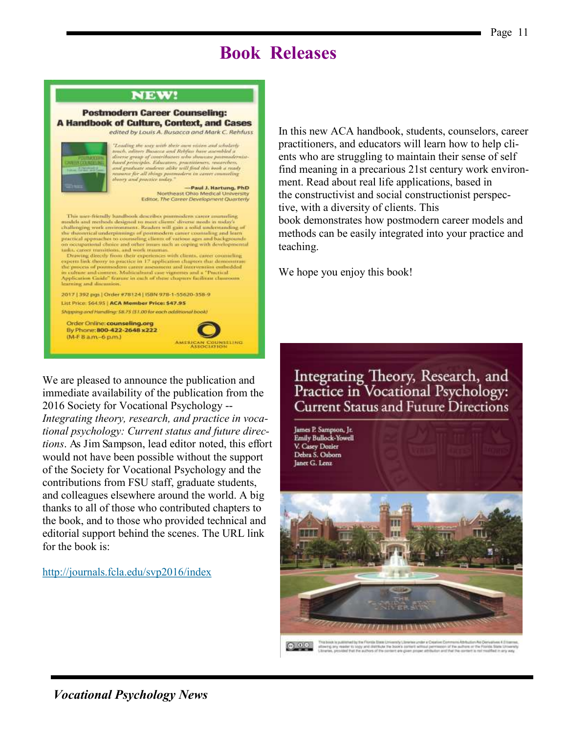# Book Releases

**NEW!**

**Postmodern Career Counseling: A Handbook of Culture, Context, and Cases**

*edited by Louis A. Busacca and Mark C. Rehfuss*

*"Leading the way with their own vision and scholarly touch, editors Busacca and Rehfuss have assembled a diverse group of contributors who showcase postmodernism-based principles. Educators, practitioners, researchers, and graduate students alike will find this book a ready resource for all things postmodern in career counseling theory and practice today."*

—**Paul J. Hartung, PhD**
Northeast Ohio Medical University
Editor, *The Career Development Quarterly*

This user-friendly handbook describes postmodern career counseling models and methods designed to meet clients' diverse needs in today's challenging work environment. Readers will gain a solid understanding of the theoretical underpinnings of postmodern career counseling and learn practical approaches to counseling clients of various ages and backgrounds on occupational choice and other issues such as coping with developmental tasks, career transitions, and work traumas.

Drawing directly from their experiences with clients, career counseling experts link theory to practice in 17 application chapters that demonstrate the process of postmodern career assessment and intervention embedded in culture and context. Multicultural case vignettes and a "Practical Application Guide" feature in each of these chapters facilitate classroom learning and discussion.

2017 | 392 pgs | Order #78124 | ISBN 978-1-55620-358-9

List Price: $64.95 | **ACA Member Price: $47.95**

*Shipping and Handling: $8.75 ($1.00 for each additional book)*

Order Online: **counseling.org**
By Phone: **800-422-2648 x222**
(M-F 8 a.m.–6 p.m.)

AMERICAN COUNSELING ASSOCIATION

In this new ACA handbook, students, counselors, career practitioners, and educators will learn how to help clients who are struggling to maintain their sense of self find meaning in a precarious 21st century work environment. Read about real life applications, based in the constructivist and social constructionist perspective, with a diversity of clients. This book demonstrates how postmodern career models and methods can be easily integrated into your practice and teaching.

We hope you enjoy this book!

We are pleased to announce the publication and immediate availability of the publication from the 2016 Society for Vocational Psychology -- *Integrating theory, research, and practice in vocational psychology: Current status and future directions*. As Jim Sampson, lead editor noted, this effort would not have been possible without the support of the Society for Vocational Psychology and the contributions from FSU staff, graduate students, and colleagues elsewhere around the world. A big thanks to all of those who contributed chapters to the book, and to those who provided technical and editorial support behind the scenes. The URL link for the book is:

http://journals.fcla.edu/svp2016/index

**Integrating Theory, Research, and Practice in Vocational Psychology: Current Status and Future Directions**

James P. Sampson, Jr.
Emily Bullock-Yowell
V. Casey Dozier
Debra S. Osborn
Janet G. Lenz

This book is published by the Florida State University Libraries under a Creative Commons Attribution-No Derivatives 4.0 license, allowing any reader to copy and distribute the book's content without permission of the authors or the Florida State University Libraries, provided that the authors of the content are given proper attribution and that the content is not modified in any way.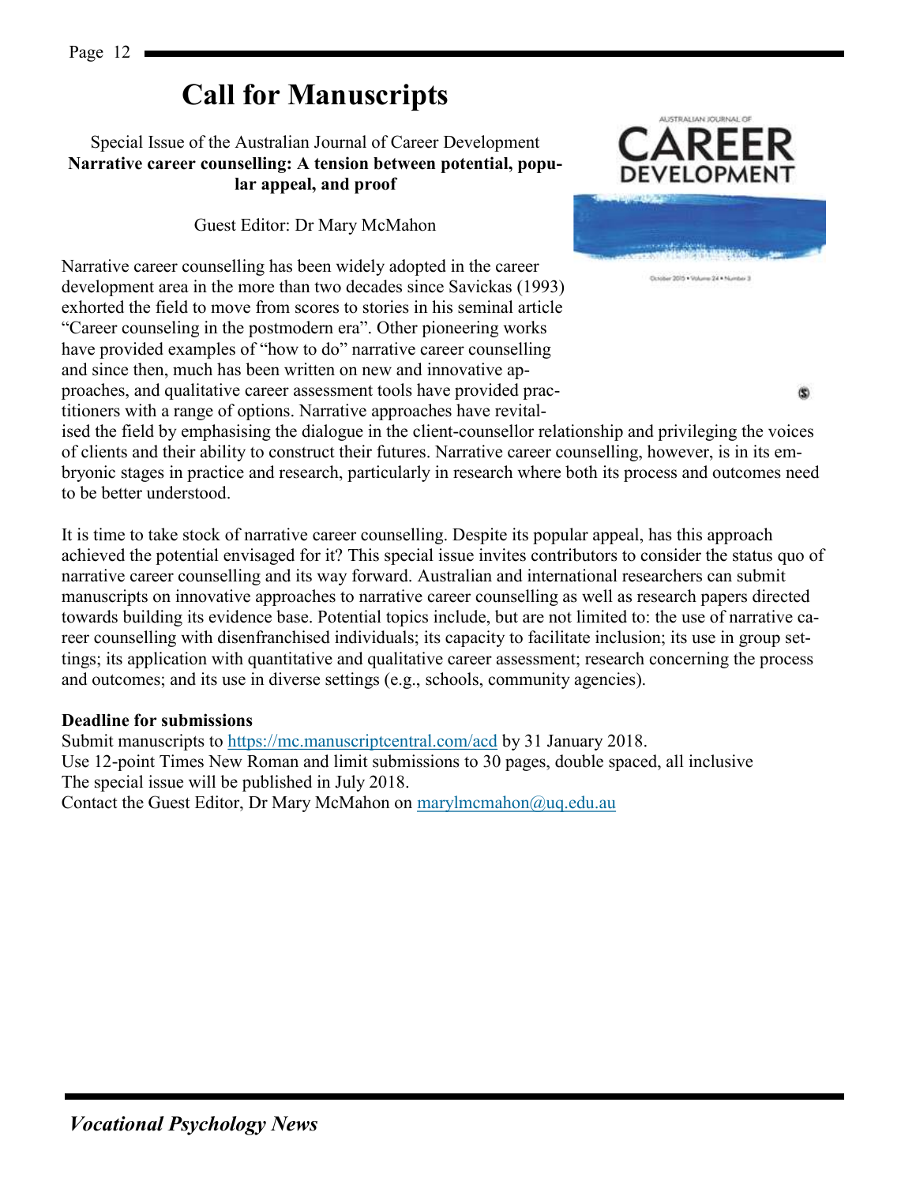# Call for Manuscripts

Special Issue of the Australian Journal of Career Development
**Narrative career counselling: A tension between potential, popular appeal, and proof**

Guest Editor: Dr Mary McMahon

Narrative career counselling has been widely adopted in the career development area in the more than two decades since Savickas (1993) exhorted the field to move from scores to stories in his seminal article "Career counseling in the postmodern era". Other pioneering works have provided examples of "how to do" narrative career counselling and since then, much has been written on new and innovative approaches, and qualitative career assessment tools have provided practitioners with a range of options. Narrative approaches have revitalised the field by emphasising the dialogue in the client-counsellor relationship and privileging the voices of clients and their ability to construct their futures. Narrative career counselling, however, is in its embryonic stages in practice and research, particularly in research where both its process and outcomes need to be better understood.

It is time to take stock of narrative career counselling. Despite its popular appeal, has this approach achieved the potential envisaged for it? This special issue invites contributors to consider the status quo of narrative career counselling and its way forward. Australian and international researchers can submit manuscripts on innovative approaches to narrative career counselling as well as research papers directed towards building its evidence base. Potential topics include, but are not limited to: the use of narrative career counselling with disenfranchised individuals; its capacity to facilitate inclusion; its use in group settings; its application with quantitative and qualitative career assessment; research concerning the process and outcomes; and its use in diverse settings (e.g., schools, community agencies).

**Deadline for submissions**

Submit manuscripts to https://mc.manuscriptcentral.com/acd by 31 January 2018.
Use 12-point Times New Roman and limit submissions to 30 pages, double spaced, all inclusive
The special issue will be published in July 2018.
Contact the Guest Editor, Dr Mary McMahon on marylmcmahon@uq.edu.au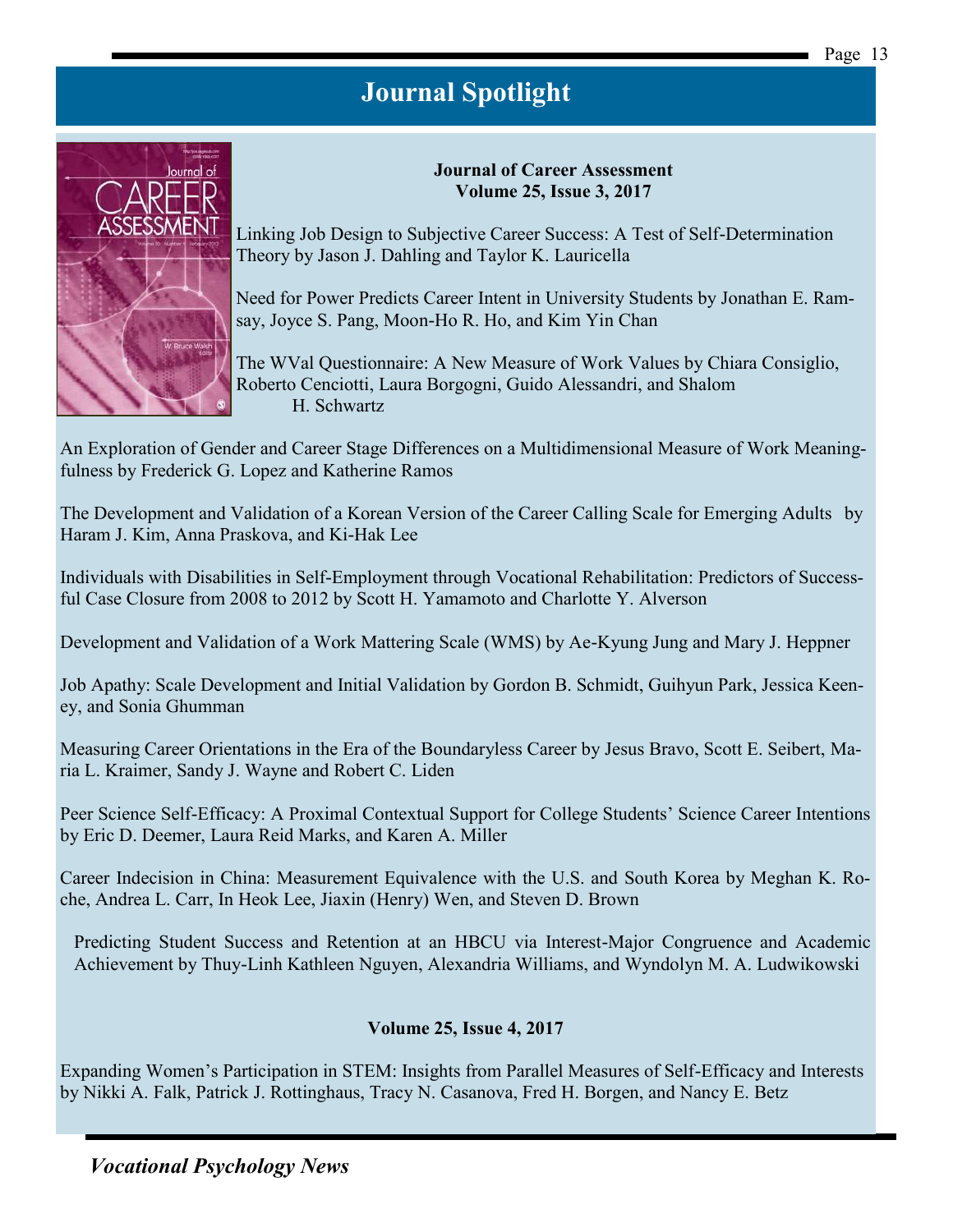# Journal Spotlight

**Journal of Career Assessment**
**Volume 25, Issue 3, 2017**

Linking Job Design to Subjective Career Success: A Test of Self-Determination Theory by Jason J. Dahling and Taylor K. Lauricella

Need for Power Predicts Career Intent in University Students by Jonathan E. Ramsay, Joyce S. Pang, Moon-Ho R. Ho, and Kim Yin Chan

The WVal Questionnaire: A New Measure of Work Values by Chiara Consiglio, Roberto Cenciotti, Laura Borgogni, Guido Alessandri, and Shalom H. Schwartz

An Exploration of Gender and Career Stage Differences on a Multidimensional Measure of Work Meaningfulness by Frederick G. Lopez and Katherine Ramos

The Development and Validation of a Korean Version of the Career Calling Scale for Emerging Adults by Haram J. Kim, Anna Praskova, and Ki-Hak Lee

Individuals with Disabilities in Self-Employment through Vocational Rehabilitation: Predictors of Successful Case Closure from 2008 to 2012 by Scott H. Yamamoto and Charlotte Y. Alverson

Development and Validation of a Work Mattering Scale (WMS) by Ae-Kyung Jung and Mary J. Heppner

Job Apathy: Scale Development and Initial Validation by Gordon B. Schmidt, Guihyun Park, Jessica Keeney, and Sonia Ghumman

Measuring Career Orientations in the Era of the Boundaryless Career by Jesus Bravo, Scott E. Seibert, Maria L. Kraimer, Sandy J. Wayne and Robert C. Liden

Peer Science Self-Efficacy: A Proximal Contextual Support for College Students' Science Career Intentions by Eric D. Deemer, Laura Reid Marks, and Karen A. Miller

Career Indecision in China: Measurement Equivalence with the U.S. and South Korea by Meghan K. Roche, Andrea L. Carr, In Heok Lee, Jiaxin (Henry) Wen, and Steven D. Brown

Predicting Student Success and Retention at an HBCU via Interest-Major Congruence and Academic Achievement by Thuy-Linh Kathleen Nguyen, Alexandria Williams, and Wyndolyn M. A. Ludwikowski

**Volume 25, Issue 4, 2017**

Expanding Women's Participation in STEM: Insights from Parallel Measures of Self-Efficacy and Interests by Nikki A. Falk, Patrick J. Rottinghaus, Tracy N. Casanova, Fred H. Borgen, and Nancy E. Betz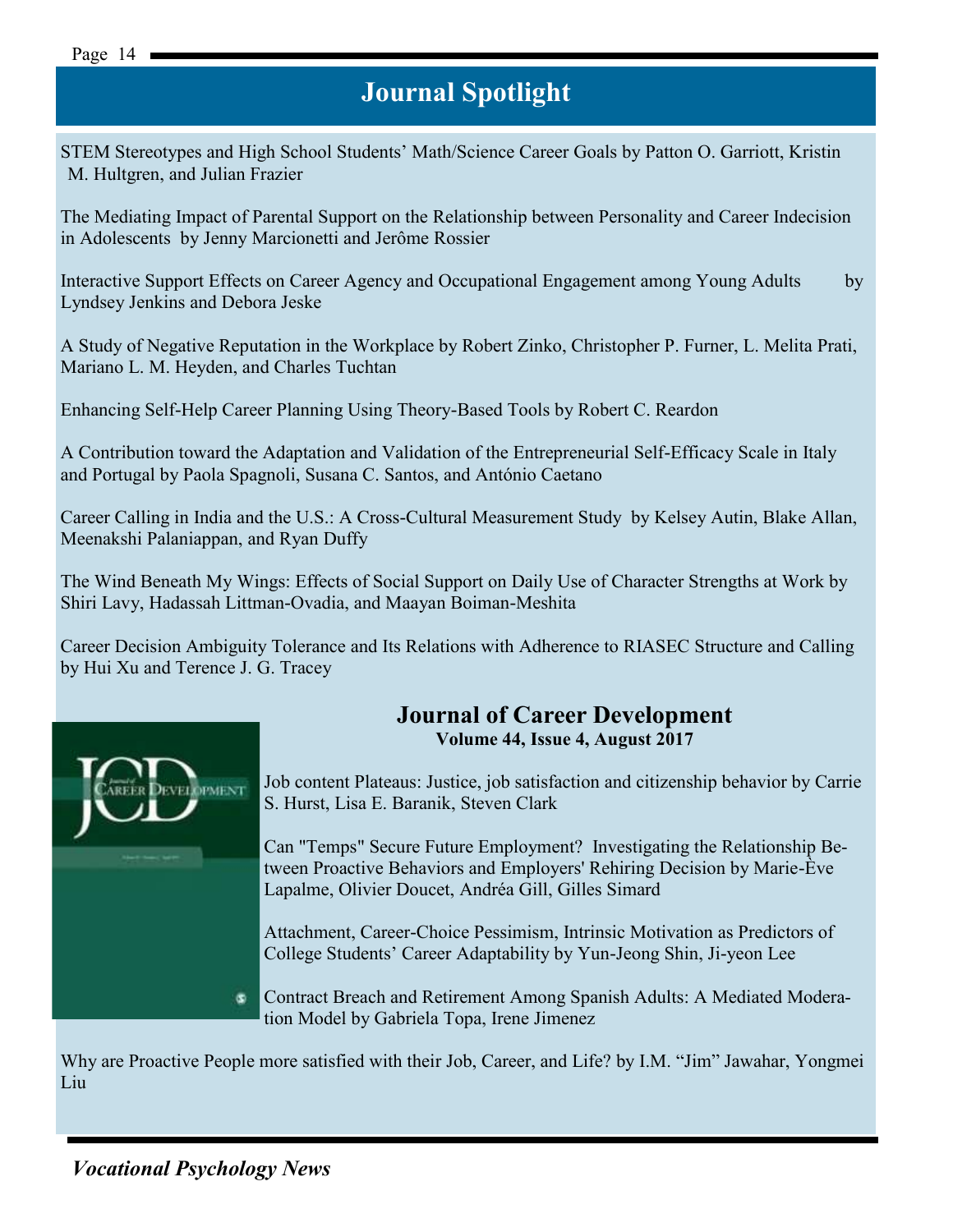# Journal Spotlight

STEM Stereotypes and High School Students' Math/Science Career Goals by Patton O. Garriott, Kristin M. Hultgren, and Julian Frazier

The Mediating Impact of Parental Support on the Relationship between Personality and Career Indecision in Adolescents by Jenny Marcionetti and Jerôme Rossier

Interactive Support Effects on Career Agency and Occupational Engagement among Young Adults by Lyndsey Jenkins and Debora Jeske

A Study of Negative Reputation in the Workplace by Robert Zinko, Christopher P. Furner, L. Melita Prati, Mariano L. M. Heyden, and Charles Tuchtan

Enhancing Self-Help Career Planning Using Theory-Based Tools by Robert C. Reardon

A Contribution toward the Adaptation and Validation of the Entrepreneurial Self-Efficacy Scale in Italy and Portugal by Paola Spagnoli, Susana C. Santos, and António Caetano

Career Calling in India and the U.S.: A Cross-Cultural Measurement Study by Kelsey Autin, Blake Allan, Meenakshi Palaniappan, and Ryan Duffy

The Wind Beneath My Wings: Effects of Social Support on Daily Use of Character Strengths at Work by Shiri Lavy, Hadassah Littman-Ovadia, and Maayan Boiman-Meshita

Career Decision Ambiguity Tolerance and Its Relations with Adherence to RIASEC Structure and Calling by Hui Xu and Terence J. G. Tracey

## Journal of Career Development

**Volume 44, Issue 4, August 2017**

Job content Plateaus: Justice, job satisfaction and citizenship behavior by Carrie S. Hurst, Lisa E. Baranik, Steven Clark

Can "Temps" Secure Future Employment? Investigating the Relationship Between Proactive Behaviors and Employers' Rehiring Decision by Marie-Ève Lapalme, Olivier Doucet, Andréa Gill, Gilles Simard

Attachment, Career-Choice Pessimism, Intrinsic Motivation as Predictors of College Students' Career Adaptability by Yun-Jeong Shin, Ji-yeon Lee

Contract Breach and Retirement Among Spanish Adults: A Mediated Moderation Model by Gabriela Topa, Irene Jimenez

Why are Proactive People more satisfied with their Job, Career, and Life? by I.M. "Jim" Jawahar, Yongmei Liu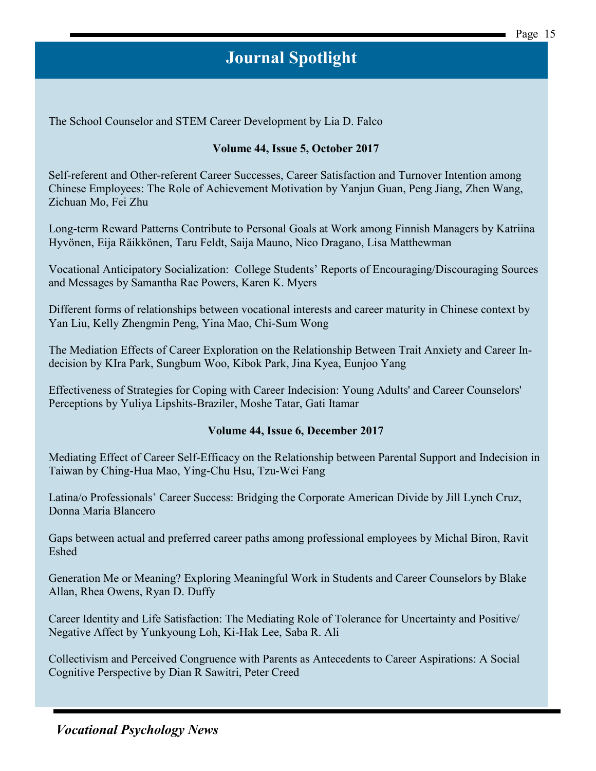## Journal Spotlight

The School Counselor and STEM Career Development by Lia D. Falco

**Volume 44, Issue 5, October 2017**

Self-referent and Other-referent Career Successes, Career Satisfaction and Turnover Intention among Chinese Employees: The Role of Achievement Motivation by Yanjun Guan, Peng Jiang, Zhen Wang, Zichuan Mo, Fei Zhu

Long-term Reward Patterns Contribute to Personal Goals at Work among Finnish Managers by Katriina Hyvönen, Eija Räikkönen, Taru Feldt, Saija Mauno, Nico Dragano, Lisa Matthewman

Vocational Anticipatory Socialization: College Students' Reports of Encouraging/Discouraging Sources and Messages by Samantha Rae Powers, Karen K. Myers

Different forms of relationships between vocational interests and career maturity in Chinese context by Yan Liu, Kelly Zhengmin Peng, Yina Mao, Chi-Sum Wong

The Mediation Effects of Career Exploration on the Relationship Between Trait Anxiety and Career Indecision by KIra Park, Sungbum Woo, Kibok Park, Jina Kyea, Eunjoo Yang

Effectiveness of Strategies for Coping with Career Indecision: Young Adults' and Career Counselors' Perceptions by Yuliya Lipshits-Braziler, Moshe Tatar, Gati Itamar

**Volume 44, Issue 6, December 2017**

Mediating Effect of Career Self-Efficacy on the Relationship between Parental Support and Indecision in Taiwan by Ching-Hua Mao, Ying-Chu Hsu, Tzu-Wei Fang

Latina/o Professionals' Career Success: Bridging the Corporate American Divide by Jill Lynch Cruz, Donna Maria Blancero

Gaps between actual and preferred career paths among professional employees by Michal Biron, Ravit Eshed

Generation Me or Meaning? Exploring Meaningful Work in Students and Career Counselors by Blake Allan, Rhea Owens, Ryan D. Duffy

Career Identity and Life Satisfaction: The Mediating Role of Tolerance for Uncertainty and Positive/Negative Affect by Yunkyoung Loh, Ki-Hak Lee, Saba R. Ali

Collectivism and Perceived Congruence with Parents as Antecedents to Career Aspirations: A Social Cognitive Perspective by Dian R Sawitri, Peter Creed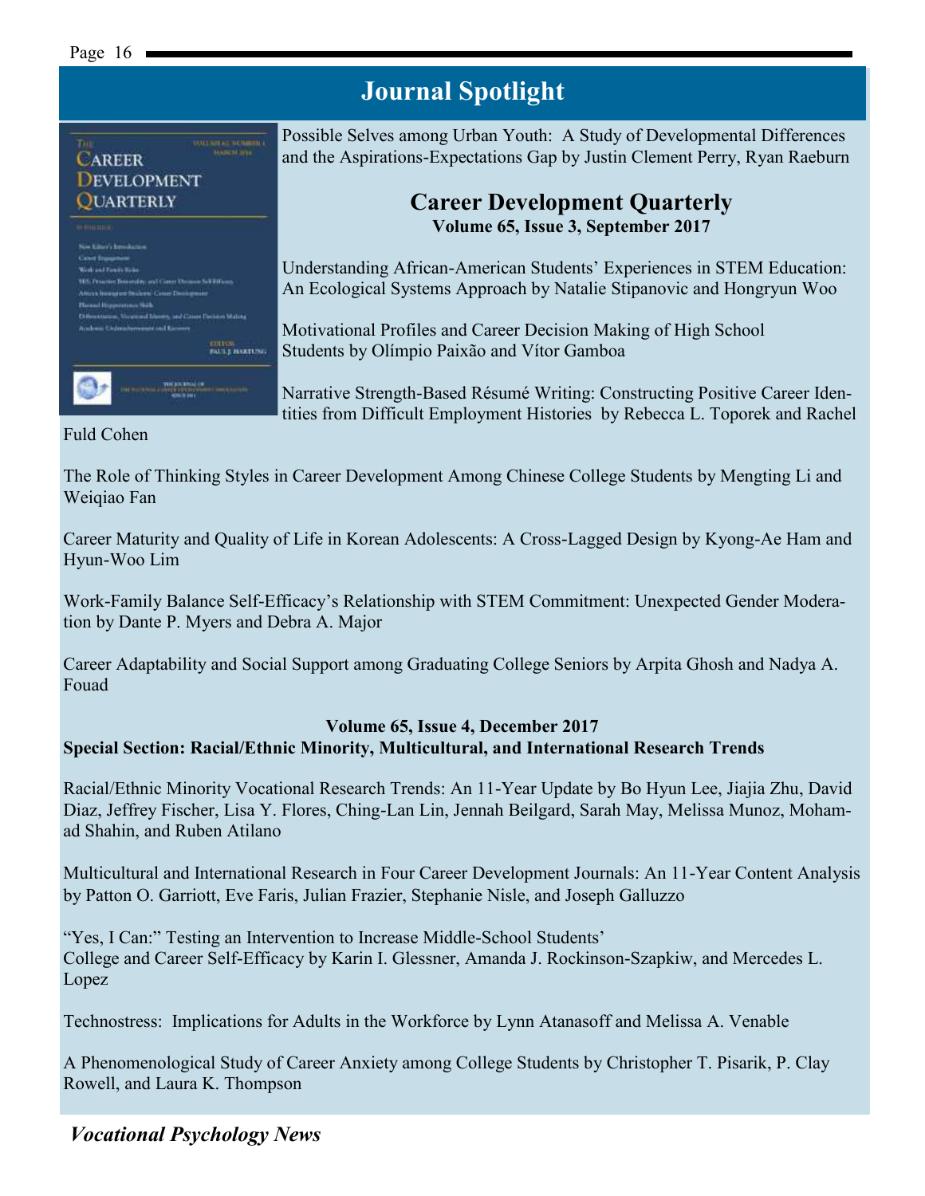## Journal Spotlight

Possible Selves among Urban Youth: A Study of Developmental Differences and the Aspirations-Expectations Gap by Justin Clement Perry, Ryan Raeburn

### Career Development Quarterly

**Volume 65, Issue 3, September 2017**

Understanding African-American Students' Experiences in STEM Education: An Ecological Systems Approach by Natalie Stipanovic and Hongryun Woo

Motivational Profiles and Career Decision Making of High School Students by Olímpio Paixão and Vítor Gamboa

Narrative Strength-Based Résumé Writing: Constructing Positive Career Identities from Difficult Employment Histories by Rebecca L. Toporek and Rachel Fuld Cohen

The Role of Thinking Styles in Career Development Among Chinese College Students by Mengting Li and Weiqiao Fan

Career Maturity and Quality of Life in Korean Adolescents: A Cross-Lagged Design by Kyong-Ae Ham and Hyun-Woo Lim

Work-Family Balance Self-Efficacy's Relationship with STEM Commitment: Unexpected Gender Moderation by Dante P. Myers and Debra A. Major

Career Adaptability and Social Support among Graduating College Seniors by Arpita Ghosh and Nadya A. Fouad

**Volume 65, Issue 4, December 2017**

**Special Section: Racial/Ethnic Minority, Multicultural, and International Research Trends**

Racial/Ethnic Minority Vocational Research Trends: An 11-Year Update by Bo Hyun Lee, Jiajia Zhu, David Diaz, Jeffrey Fischer, Lisa Y. Flores, Ching-Lan Lin, Jennah Beilgard, Sarah May, Melissa Munoz, Mohamad Shahin, and Ruben Atilano

Multicultural and International Research in Four Career Development Journals: An 11-Year Content Analysis by Patton O. Garriott, Eve Faris, Julian Frazier, Stephanie Nisle, and Joseph Galluzzo

"Yes, I Can:" Testing an Intervention to Increase Middle-School Students' College and Career Self-Efficacy by Karin I. Glessner, Amanda J. Rockinson-Szapkiw, and Mercedes L. Lopez

Technostress: Implications for Adults in the Workforce by Lynn Atanasoff and Melissa A. Venable

A Phenomenological Study of Career Anxiety among College Students by Christopher T. Pisarik, P. Clay Rowell, and Laura K. Thompson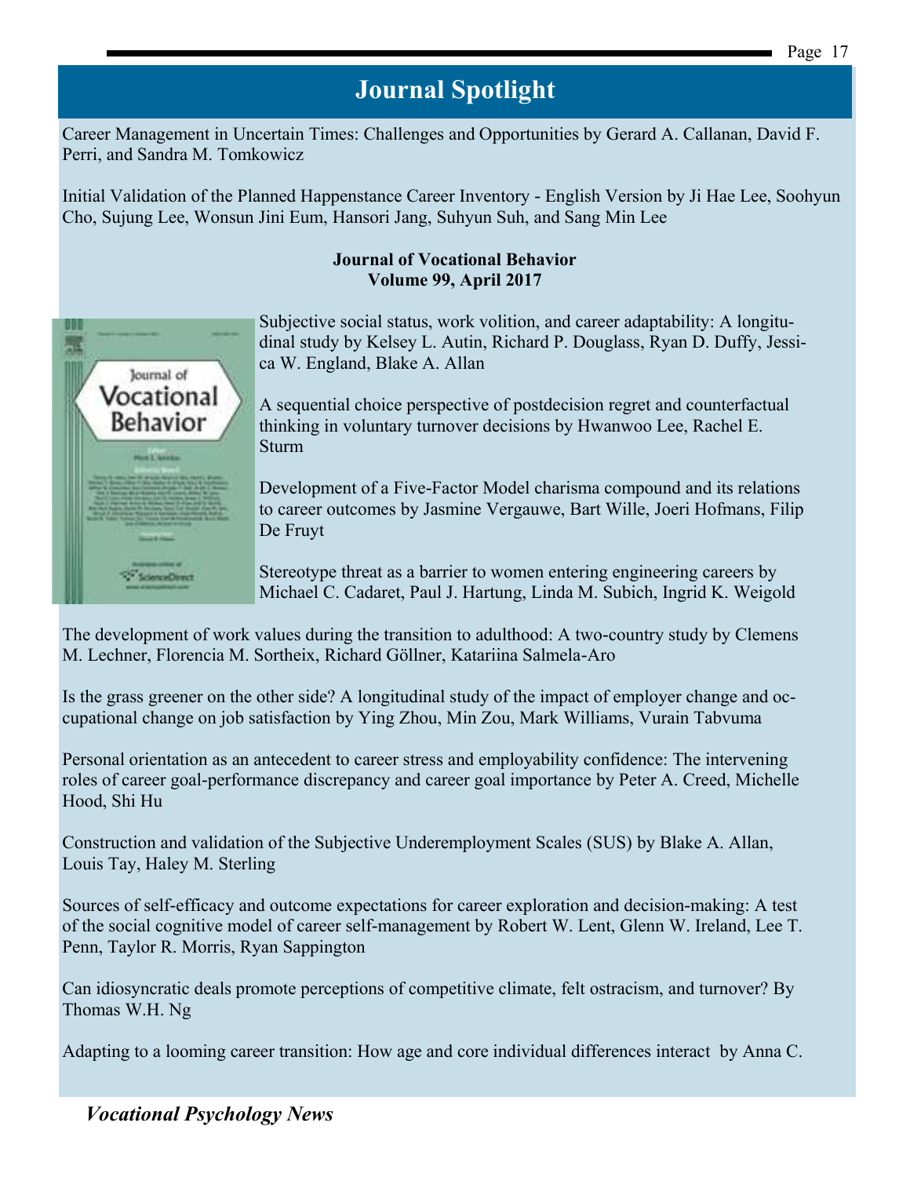## Journal Spotlight

Career Management in Uncertain Times: Challenges and Opportunities by Gerard A. Callanan, David F. Perri, and Sandra M. Tomkowicz

Initial Validation of the Planned Happenstance Career Inventory - English Version by Ji Hae Lee, Soohyun Cho, Sujung Lee, Wonsun Jini Eum, Hansori Jang, Suhyun Suh, and Sang Min Lee

**Journal of Vocational Behavior**
**Volume 99, April 2017**

Subjective social status, work volition, and career adaptability: A longitudinal study by Kelsey L. Autin, Richard P. Douglass, Ryan D. Duffy, Jessica W. England, Blake A. Allan

A sequential choice perspective of postdecision regret and counterfactual thinking in voluntary turnover decisions by Hwanwoo Lee, Rachel E. Sturm

Development of a Five-Factor Model charisma compound and its relations to career outcomes by Jasmine Vergauwe, Bart Wille, Joeri Hofmans, Filip De Fruyt

Stereotype threat as a barrier to women entering engineering careers by Michael C. Cadaret, Paul J. Hartung, Linda M. Subich, Ingrid K. Weigold

The development of work values during the transition to adulthood: A two-country study by Clemens M. Lechner, Florencia M. Sortheix, Richard Göllner, Katariina Salmela-Aro

Is the grass greener on the other side? A longitudinal study of the impact of employer change and occupational change on job satisfaction by Ying Zhou, Min Zou, Mark Williams, Vurain Tabvuma

Personal orientation as an antecedent to career stress and employability confidence: The intervening roles of career goal-performance discrepancy and career goal importance by Peter A. Creed, Michelle Hood, Shi Hu

Construction and validation of the Subjective Underemployment Scales (SUS) by Blake A. Allan, Louis Tay, Haley M. Sterling

Sources of self-efficacy and outcome expectations for career exploration and decision-making: A test of the social cognitive model of career self-management by Robert W. Lent, Glenn W. Ireland, Lee T. Penn, Taylor R. Morris, Ryan Sappington

Can idiosyncratic deals promote perceptions of competitive climate, felt ostracism, and turnover? By Thomas W.H. Ng

Adapting to a looming career transition: How age and core individual differences interact by Anna C.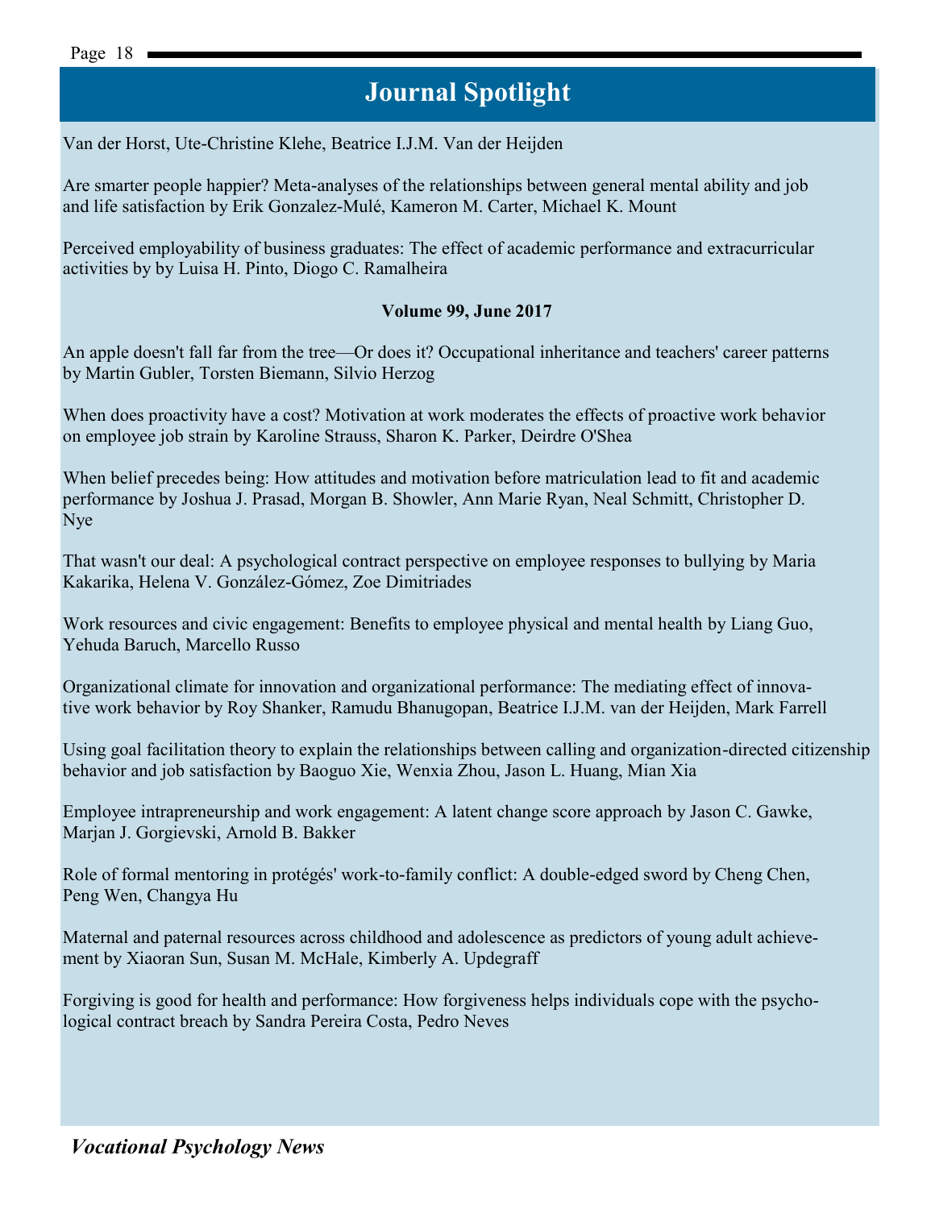## Journal Spotlight

Van der Horst, Ute-Christine Klehe, Beatrice I.J.M. Van der Heijden

Are smarter people happier? Meta-analyses of the relationships between general mental ability and job and life satisfaction by Erik Gonzalez-Mulé, Kameron M. Carter, Michael K. Mount

Perceived employability of business graduates: The effect of academic performance and extracurricular activities by by Luisa H. Pinto, Diogo C. Ramalheira

**Volume 99, June 2017**

An apple doesn't fall far from the tree—Or does it? Occupational inheritance and teachers' career patterns by Martin Gubler, Torsten Biemann, Silvio Herzog

When does proactivity have a cost? Motivation at work moderates the effects of proactive work behavior on employee job strain by Karoline Strauss, Sharon K. Parker, Deirdre O'Shea

When belief precedes being: How attitudes and motivation before matriculation lead to fit and academic performance by Joshua J. Prasad, Morgan B. Showler, Ann Marie Ryan, Neal Schmitt, Christopher D. Nye

That wasn't our deal: A psychological contract perspective on employee responses to bullying by Maria Kakarika, Helena V. González-Gómez, Zoe Dimitriades

Work resources and civic engagement: Benefits to employee physical and mental health by Liang Guo, Yehuda Baruch, Marcello Russo

Organizational climate for innovation and organizational performance: The mediating effect of innovative work behavior by Roy Shanker, Ramudu Bhanugopan, Beatrice I.J.M. van der Heijden, Mark Farrell

Using goal facilitation theory to explain the relationships between calling and organization-directed citizenship behavior and job satisfaction by Baoguo Xie, Wenxia Zhou, Jason L. Huang, Mian Xia

Employee intrapreneurship and work engagement: A latent change score approach by Jason C. Gawke, Marjan J. Gorgievski, Arnold B. Bakker

Role of formal mentoring in protégés' work-to-family conflict: A double-edged sword by Cheng Chen, Peng Wen, Changya Hu

Maternal and paternal resources across childhood and adolescence as predictors of young adult achievement by Xiaoran Sun, Susan M. McHale, Kimberly A. Updegraff

Forgiving is good for health and performance: How forgiveness helps individuals cope with the psychological contract breach by Sandra Pereira Costa, Pedro Neves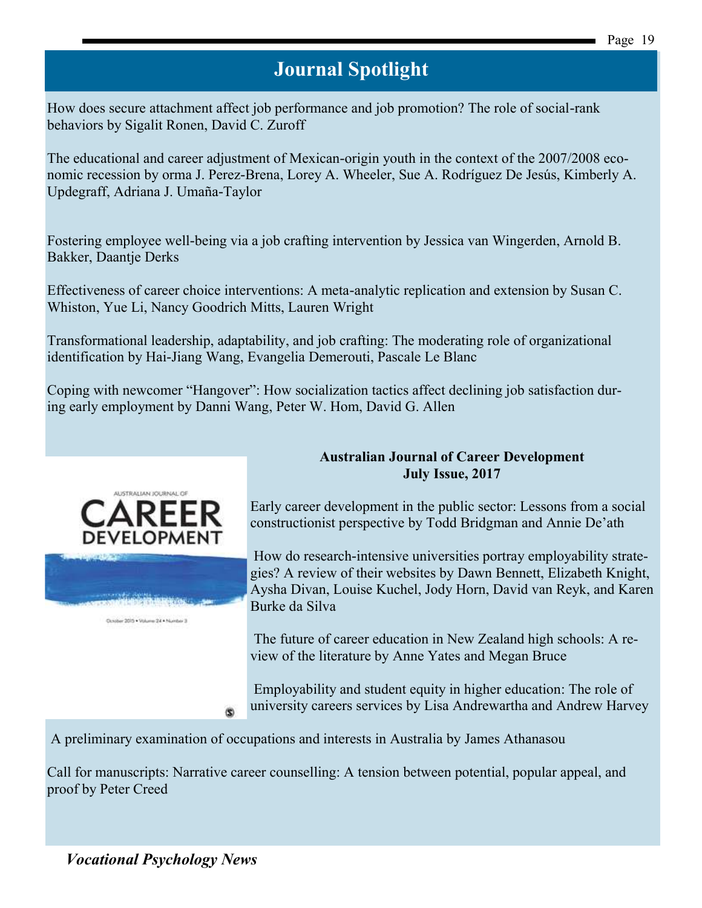## Journal Spotlight

How does secure attachment affect job performance and job promotion? The role of social-rank behaviors by Sigalit Ronen, David C. Zuroff

The educational and career adjustment of Mexican-origin youth in the context of the 2007/2008 economic recession by orma J. Perez-Brena, Lorey A. Wheeler, Sue A. Rodríguez De Jesús, Kimberly A. Updegraff, Adriana J. Umaña-Taylor

Fostering employee well-being via a job crafting intervention by Jessica van Wingerden, Arnold B. Bakker, Daantje Derks

Effectiveness of career choice interventions: A meta-analytic replication and extension by Susan C. Whiston, Yue Li, Nancy Goodrich Mitts, Lauren Wright

Transformational leadership, adaptability, and job crafting: The moderating role of organizational identification by Hai-Jiang Wang, Evangelia Demerouti, Pascale Le Blanc

Coping with newcomer "Hangover": How socialization tactics affect declining job satisfaction during early employment by Danni Wang, Peter W. Hom, David G. Allen

**Australian Journal of Career Development**
**July Issue, 2017**

Early career development in the public sector: Lessons from a social constructionist perspective by Todd Bridgman and Annie De'ath

How do research-intensive universities portray employability strategies? A review of their websites by Dawn Bennett, Elizabeth Knight, Aysha Divan, Louise Kuchel, Jody Horn, David van Reyk, and Karen Burke da Silva

The future of career education in New Zealand high schools: A review of the literature by Anne Yates and Megan Bruce

Employability and student equity in higher education: The role of university careers services by Lisa Andrewartha and Andrew Harvey

A preliminary examination of occupations and interests in Australia by James Athanasou

Call for manuscripts: Narrative career counselling: A tension between potential, popular appeal, and proof by Peter Creed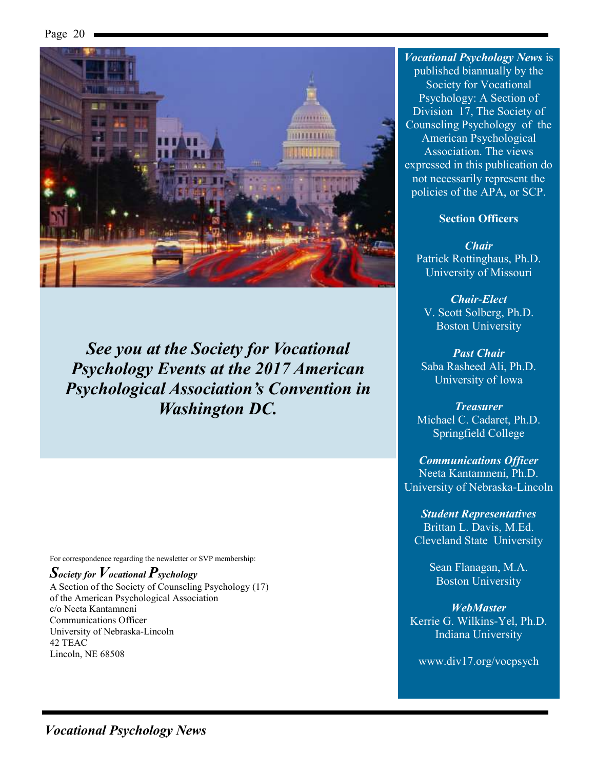***See you at the Society for Vocational Psychology Events at the 2017 American Psychological Association's Convention in Washington DC.***

For correspondence regarding the newsletter or SVP membership:

***Society for Vocational Psychology***
A Section of the Society of Counseling Psychology (17)
of the American Psychological Association
c/o Neeta Kantamneni
Communications Officer
University of Nebraska-Lincoln
42 TEAC
Lincoln, NE 68508

***Vocational Psychology News*** is published biannually by the Society for Vocational Psychology: A Section of Division 17, The Society of Counseling Psychology of the American Psychological Association. The views expressed in this publication do not necessarily represent the policies of the APA, or SCP.

**Section Officers**

***Chair***
Patrick Rottinghaus, Ph.D.
University of Missouri

***Chair-Elect***
V. Scott Solberg, Ph.D.
Boston University

***Past Chair***
Saba Rasheed Ali, Ph.D.
University of Iowa

***Treasurer***
Michael C. Cadaret, Ph.D.
Springfield College

***Communications Officer***
Neeta Kantamneni, Ph.D.
University of Nebraska-Lincoln

***Student Representatives***
Brittan L. Davis, M.Ed.
Cleveland State University

Sean Flanagan, M.A.
Boston University

***WebMaster***
Kerrie G. Wilkins-Yel, Ph.D.
Indiana University

www.div17.org/vocpsych